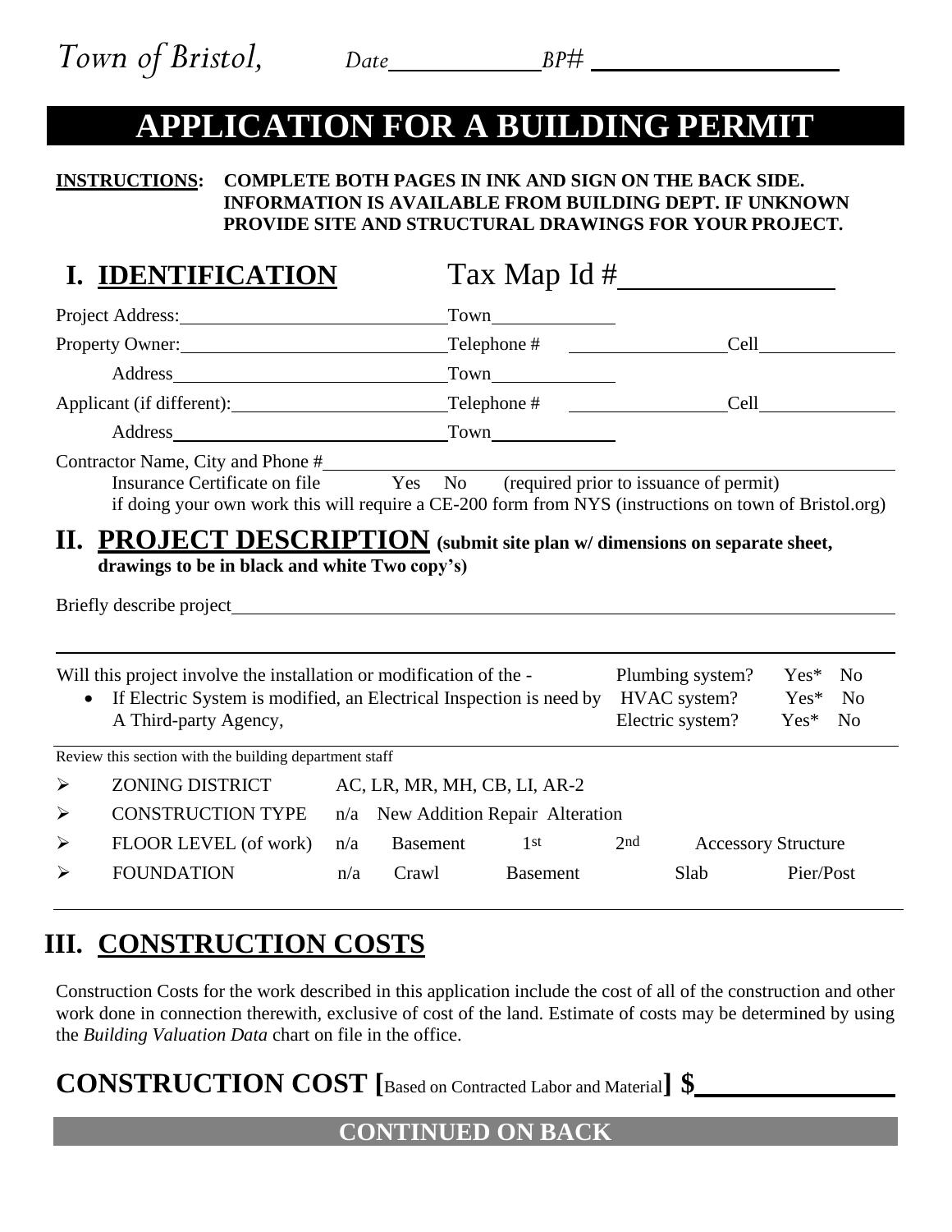*Town of Bristol,* *Date*\_\_\_\_\_\_\_\_\_\_ *BP#* \_\_\_\_\_\_\_\_\_\_\_\_\_\_\_\_

# APPLICATION FOR A BUILDING PERMIT

**INSTRUCTIONS:** **COMPLETE BOTH PAGES IN INK AND SIGN ON THE BACK SIDE. INFORMATION IS AVAILABLE FROM BUILDING DEPT. IF UNKNOWN PROVIDE SITE AND STRUCTURAL DRAWINGS FOR YOUR PROJECT.**

## I. IDENTIFICATION Tax Map Id #\_\_\_\_\_\_\_\_\_\_\_\_\_\_

Project Address:\_\_\_\_\_\_\_\_\_\_\_\_\_\_\_\_\_\_\_\_ Town\_\_\_\_\_\_\_\_\_\_

Property Owner:\_\_\_\_\_\_\_\_\_\_\_\_\_\_\_\_\_\_\_\_ Telephone # \_\_\_\_\_\_\_\_\_\_\_\_ Cell\_\_\_\_\_\_\_\_\_\_

Address\_\_\_\_\_\_\_\_\_\_\_\_\_\_\_\_\_\_\_\_ Town\_\_\_\_\_\_\_\_\_\_

Applicant (if different):\_\_\_\_\_\_\_\_\_\_\_\_\_\_\_\_\_\_\_\_ Telephone # \_\_\_\_\_\_\_\_\_\_\_\_ Cell\_\_\_\_\_\_\_\_\_\_

Address\_\_\_\_\_\_\_\_\_\_\_\_\_\_\_\_\_\_\_\_ Town\_\_\_\_\_\_\_\_\_\_

Contractor Name, City and Phone #\_\_\_\_\_\_\_\_\_\_\_\_\_\_\_\_\_\_\_\_\_\_\_\_\_\_\_\_\_\_\_\_\_\_\_\_\_\_\_\_

Insurance Certificate on file Yes No (required prior to issuance of permit)
if doing your own work this will require a CE-200 form from NYS (instructions on town of Bristol.org)

## II. PROJECT DESCRIPTION (submit site plan w/ dimensions on separate sheet, drawings to be in black and white Two copy's)

Briefly describe project\_\_\_\_\_\_\_\_\_\_\_\_\_\_\_\_\_\_\_\_\_\_\_\_\_\_\_\_\_\_\_\_\_\_\_\_\_\_\_\_\_\_\_\_\_\_\_\_\_\_\_\_

\_\_\_\_\_\_\_\_\_\_\_\_\_\_\_\_\_\_\_\_\_\_\_\_\_\_\_\_\_\_\_\_\_\_\_\_\_\_\_\_\_\_\_\_\_\_\_\_\_\_\_\_\_\_\_\_\_\_\_\_\_\_\_\_\_\_\_\_\_\_\_\_\_\_

Will this project involve the installation or modification of the -
- If Electric System is modified, an Electrical Inspection is need by A Third-party Agency,

| | | |
|---|---|---|
| Plumbing system? | Yes* | No |
| HVAC system? | Yes* | No |
| Electric system? | Yes* | No |

Review this section with the building department staff

- ZONING DISTRICT AC, LR, MR, MH, CB, LI, AR-2
- CONSTRUCTION TYPE n/a New Addition Repair Alteration
- FLOOR LEVEL (of work) n/a Basement 1st 2nd Accessory Structure
- FOUNDATION n/a Crawl Basement Slab Pier/Post

## III. CONSTRUCTION COSTS

Construction Costs for the work described in this application include the cost of all of the construction and other work done in connection therewith, exclusive of cost of the land. Estimate of costs may be determined by using the *Building Valuation Data* chart on file in the office.

**CONSTRUCTION COST [**Based on Contracted Labor and Material**] $**\_\_\_\_\_\_\_\_\_\_\_\_

**CONTINUED ON BACK**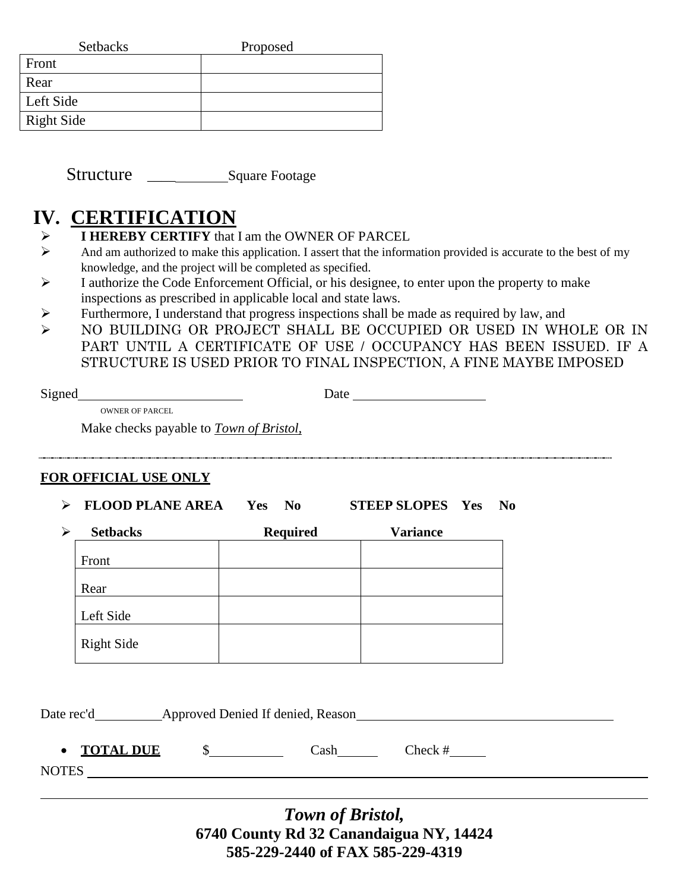| Setbacks | Proposed |
| --- | --- |
| Front | |
| Rear | |
| Left Side | |
| Right Side | |

Structure ____________Square Footage

# IV. CERTIFICATION

- **I HEREBY CERTIFY** that I am the OWNER OF PARCEL
- And am authorized to make this application. I assert that the information provided is accurate to the best of my knowledge, and the project will be completed as specified.
- I authorize the Code Enforcement Official, or his designee, to enter upon the property to make inspections as prescribed in applicable local and state laws.
- Furthermore, I understand that progress inspections shall be made as required by law, and
- NO BUILDING OR PROJECT SHALL BE OCCUPIED OR USED IN WHOLE OR IN PART UNTIL A CERTIFICATE OF USE / OCCUPANCY HAS BEEN ISSUED. IF A STRUCTURE IS USED PRIOR TO FINAL INSPECTION, A FINE MAYBE IMPOSED

Signed________________________ Date ____________________

OWNER OF PARCEL

Make checks payable to *Town of Bristol,*

---

**FOR OFFICIAL USE ONLY**

- **FLOOD PLANE AREA Yes No STEEP SLOPES Yes No**
- **Setbacks Required Variance**

| Setbacks | Required | Variance |
| --- | --- | --- |
| Front | | |
| Rear | | |
| Left Side | | |
| Right Side | | |

Date rec'd__________Approved Denied If denied, Reason________________________________________

- **TOTAL DUE** $___________ Cash______ Check #_____

NOTES ____________________________________________________________________________

***Town of Bristol,***

**6740 County Rd 32 Canandaigua NY, 14424**

**585-229-2440 of FAX 585-229-4319**